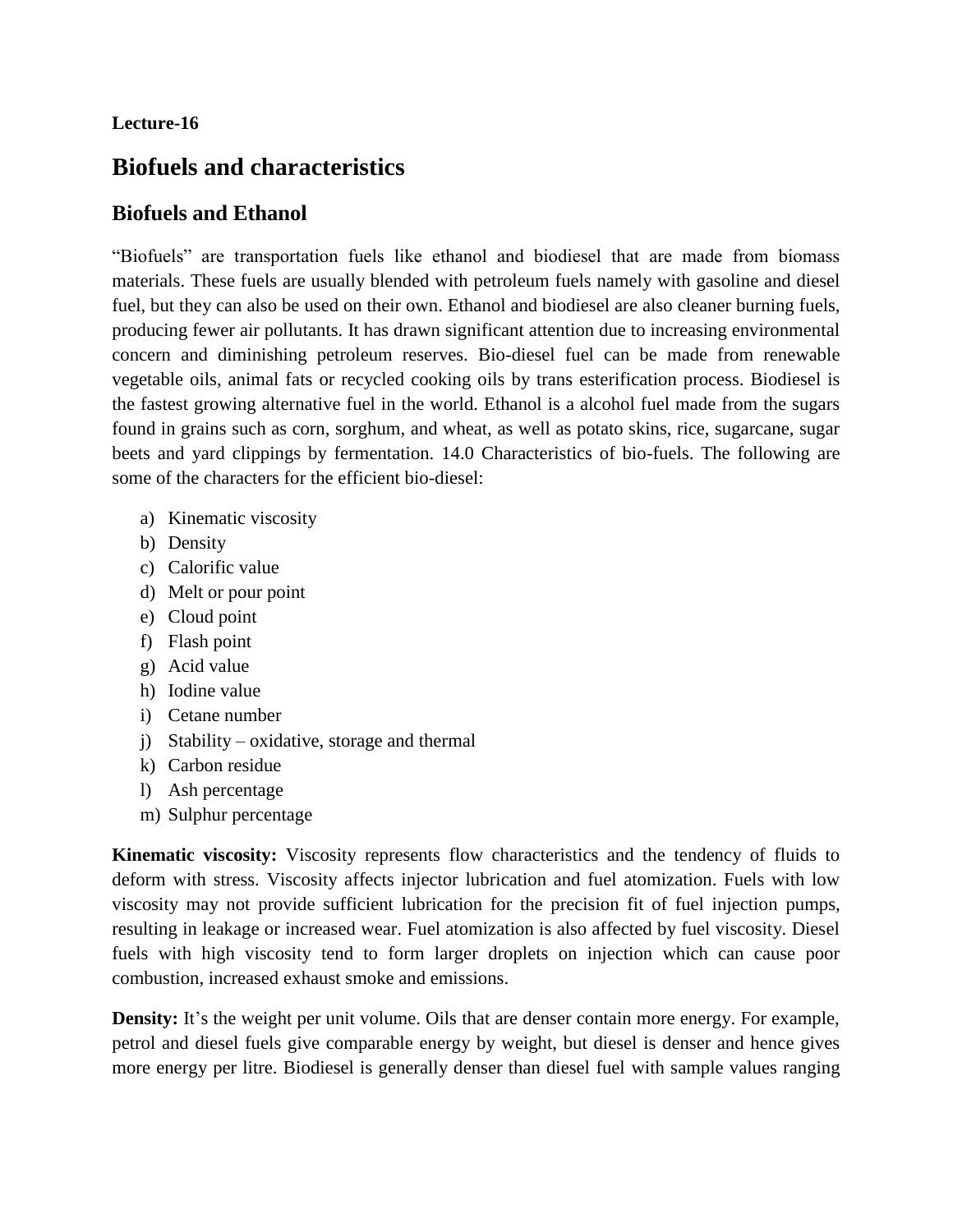**Lecture-16**

# Biofuels and characteristics

## Biofuels and Ethanol

"Biofuels" are transportation fuels like ethanol and biodiesel that are made from biomass materials. These fuels are usually blended with petroleum fuels namely with gasoline and diesel fuel, but they can also be used on their own. Ethanol and biodiesel are also cleaner burning fuels, producing fewer air pollutants. It has drawn significant attention due to increasing environmental concern and diminishing petroleum reserves. Bio-diesel fuel can be made from renewable vegetable oils, animal fats or recycled cooking oils by trans esterification process. Biodiesel is the fastest growing alternative fuel in the world. Ethanol is a alcohol fuel made from the sugars found in grains such as corn, sorghum, and wheat, as well as potato skins, rice, sugarcane, sugar beets and yard clippings by fermentation. 14.0 Characteristics of bio-fuels. The following are some of the characters for the efficient bio-diesel:

a) Kinematic viscosity
b) Density
c) Calorific value
d) Melt or pour point
e) Cloud point
f) Flash point
g) Acid value
h) Iodine value
i) Cetane number
j) Stability – oxidative, storage and thermal
k) Carbon residue
l) Ash percentage
m) Sulphur percentage

**Kinematic viscosity:** Viscosity represents flow characteristics and the tendency of fluids to deform with stress. Viscosity affects injector lubrication and fuel atomization. Fuels with low viscosity may not provide sufficient lubrication for the precision fit of fuel injection pumps, resulting in leakage or increased wear. Fuel atomization is also affected by fuel viscosity. Diesel fuels with high viscosity tend to form larger droplets on injection which can cause poor combustion, increased exhaust smoke and emissions.

**Density:** It's the weight per unit volume. Oils that are denser contain more energy. For example, petrol and diesel fuels give comparable energy by weight, but diesel is denser and hence gives more energy per litre. Biodiesel is generally denser than diesel fuel with sample values ranging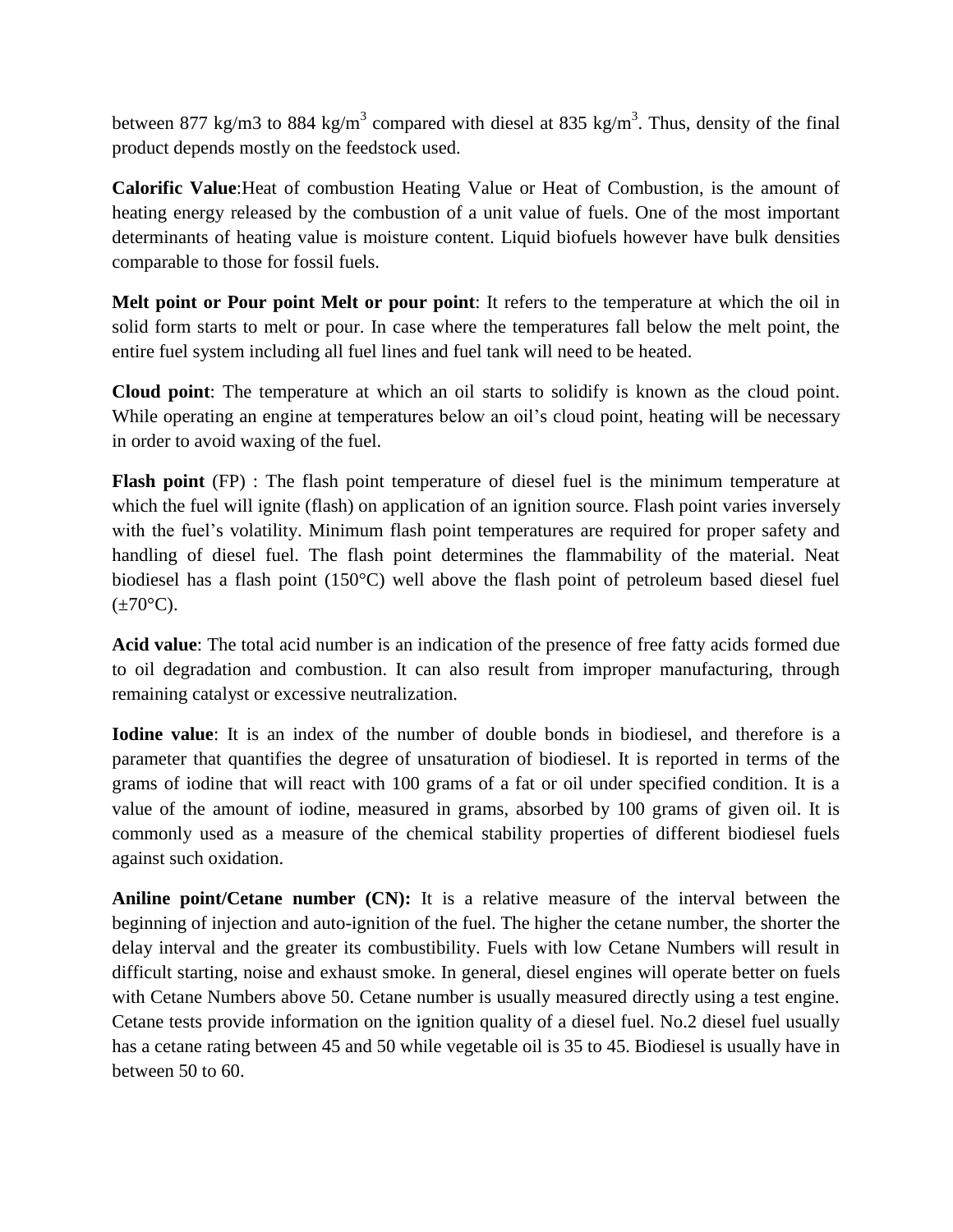between 877 kg/m3 to 884 kg/$m^3$ compared with diesel at 835 kg/$m^3$. Thus, density of the final product depends mostly on the feedstock used.

**Calorific Value**:Heat of combustion Heating Value or Heat of Combustion, is the amount of heating energy released by the combustion of a unit value of fuels. One of the most important determinants of heating value is moisture content. Liquid biofuels however have bulk densities comparable to those for fossil fuels.

**Melt point or Pour point Melt or pour point**: It refers to the temperature at which the oil in solid form starts to melt or pour. In case where the temperatures fall below the melt point, the entire fuel system including all fuel lines and fuel tank will need to be heated.

**Cloud point**: The temperature at which an oil starts to solidify is known as the cloud point. While operating an engine at temperatures below an oil's cloud point, heating will be necessary in order to avoid waxing of the fuel.

**Flash point** (FP) : The flash point temperature of diesel fuel is the minimum temperature at which the fuel will ignite (flash) on application of an ignition source. Flash point varies inversely with the fuel's volatility. Minimum flash point temperatures are required for proper safety and handling of diesel fuel. The flash point determines the flammability of the material. Neat biodiesel has a flash point (150°C) well above the flash point of petroleum based diesel fuel (±70°C).

**Acid value**: The total acid number is an indication of the presence of free fatty acids formed due to oil degradation and combustion. It can also result from improper manufacturing, through remaining catalyst or excessive neutralization.

**Iodine value**: It is an index of the number of double bonds in biodiesel, and therefore is a parameter that quantifies the degree of unsaturation of biodiesel. It is reported in terms of the grams of iodine that will react with 100 grams of a fat or oil under specified condition. It is a value of the amount of iodine, measured in grams, absorbed by 100 grams of given oil. It is commonly used as a measure of the chemical stability properties of different biodiesel fuels against such oxidation.

**Aniline point/Cetane number (CN):** It is a relative measure of the interval between the beginning of injection and auto-ignition of the fuel. The higher the cetane number, the shorter the delay interval and the greater its combustibility. Fuels with low Cetane Numbers will result in difficult starting, noise and exhaust smoke. In general, diesel engines will operate better on fuels with Cetane Numbers above 50. Cetane number is usually measured directly using a test engine. Cetane tests provide information on the ignition quality of a diesel fuel. No.2 diesel fuel usually has a cetane rating between 45 and 50 while vegetable oil is 35 to 45. Biodiesel is usually have in between 50 to 60.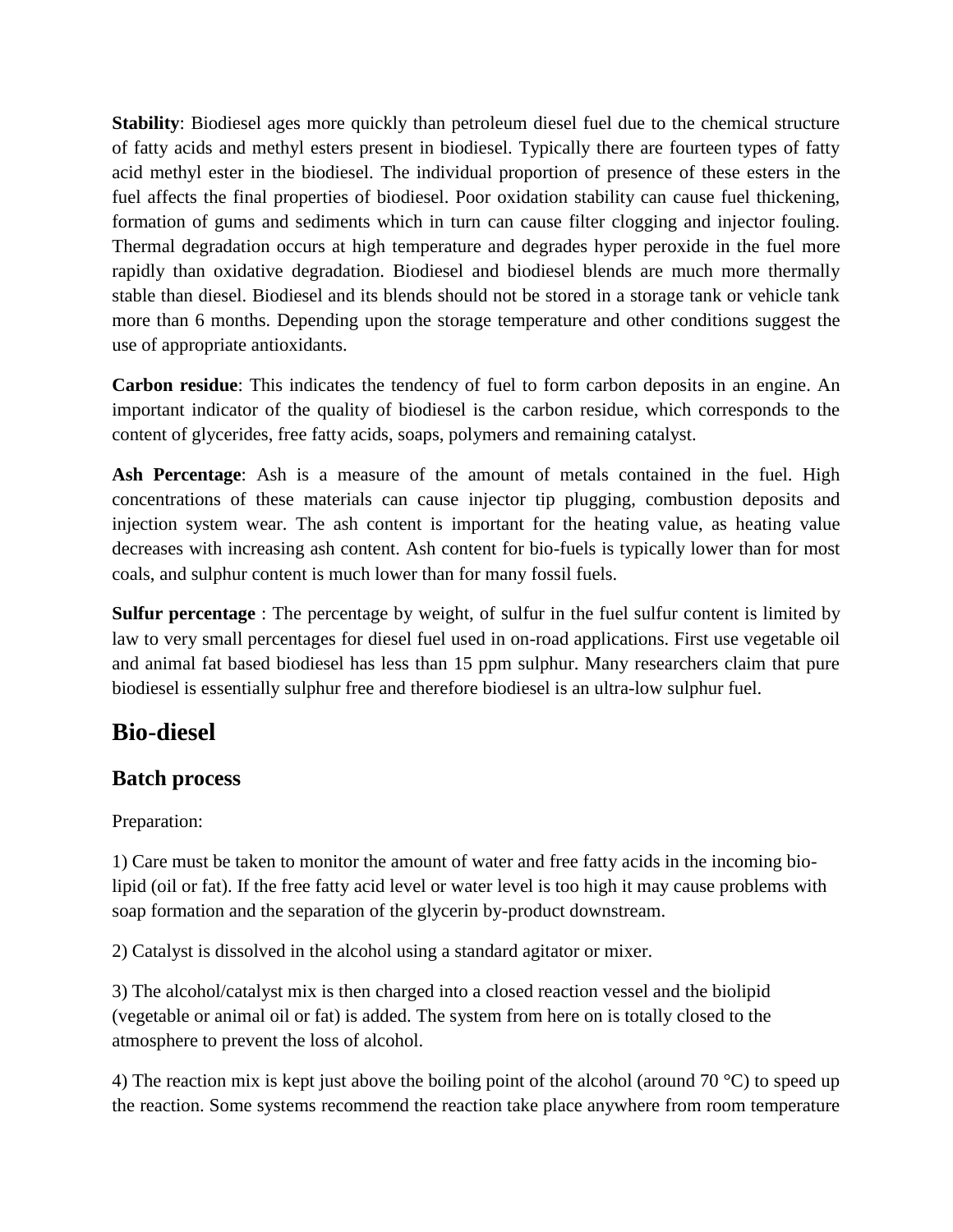**Stability**: Biodiesel ages more quickly than petroleum diesel fuel due to the chemical structure of fatty acids and methyl esters present in biodiesel. Typically there are fourteen types of fatty acid methyl ester in the biodiesel. The individual proportion of presence of these esters in the fuel affects the final properties of biodiesel. Poor oxidation stability can cause fuel thickening, formation of gums and sediments which in turn can cause filter clogging and injector fouling. Thermal degradation occurs at high temperature and degrades hyper peroxide in the fuel more rapidly than oxidative degradation. Biodiesel and biodiesel blends are much more thermally stable than diesel. Biodiesel and its blends should not be stored in a storage tank or vehicle tank more than 6 months. Depending upon the storage temperature and other conditions suggest the use of appropriate antioxidants.

**Carbon residue**: This indicates the tendency of fuel to form carbon deposits in an engine. An important indicator of the quality of biodiesel is the carbon residue, which corresponds to the content of glycerides, free fatty acids, soaps, polymers and remaining catalyst.

**Ash Percentage**: Ash is a measure of the amount of metals contained in the fuel. High concentrations of these materials can cause injector tip plugging, combustion deposits and injection system wear. The ash content is important for the heating value, as heating value decreases with increasing ash content. Ash content for bio-fuels is typically lower than for most coals, and sulphur content is much lower than for many fossil fuels.

**Sulfur percentage** : The percentage by weight, of sulfur in the fuel sulfur content is limited by law to very small percentages for diesel fuel used in on-road applications. First use vegetable oil and animal fat based biodiesel has less than 15 ppm sulphur. Many researchers claim that pure biodiesel is essentially sulphur free and therefore biodiesel is an ultra-low sulphur fuel.

## Bio-diesel

### Batch process

Preparation:

1) Care must be taken to monitor the amount of water and free fatty acids in the incoming bio-lipid (oil or fat). If the free fatty acid level or water level is too high it may cause problems with soap formation and the separation of the glycerin by-product downstream.

2) Catalyst is dissolved in the alcohol using a standard agitator or mixer.

3) The alcohol/catalyst mix is then charged into a closed reaction vessel and the biolipid (vegetable or animal oil or fat) is added. The system from here on is totally closed to the atmosphere to prevent the loss of alcohol.

4) The reaction mix is kept just above the boiling point of the alcohol (around 70 °C) to speed up the reaction. Some systems recommend the reaction take place anywhere from room temperature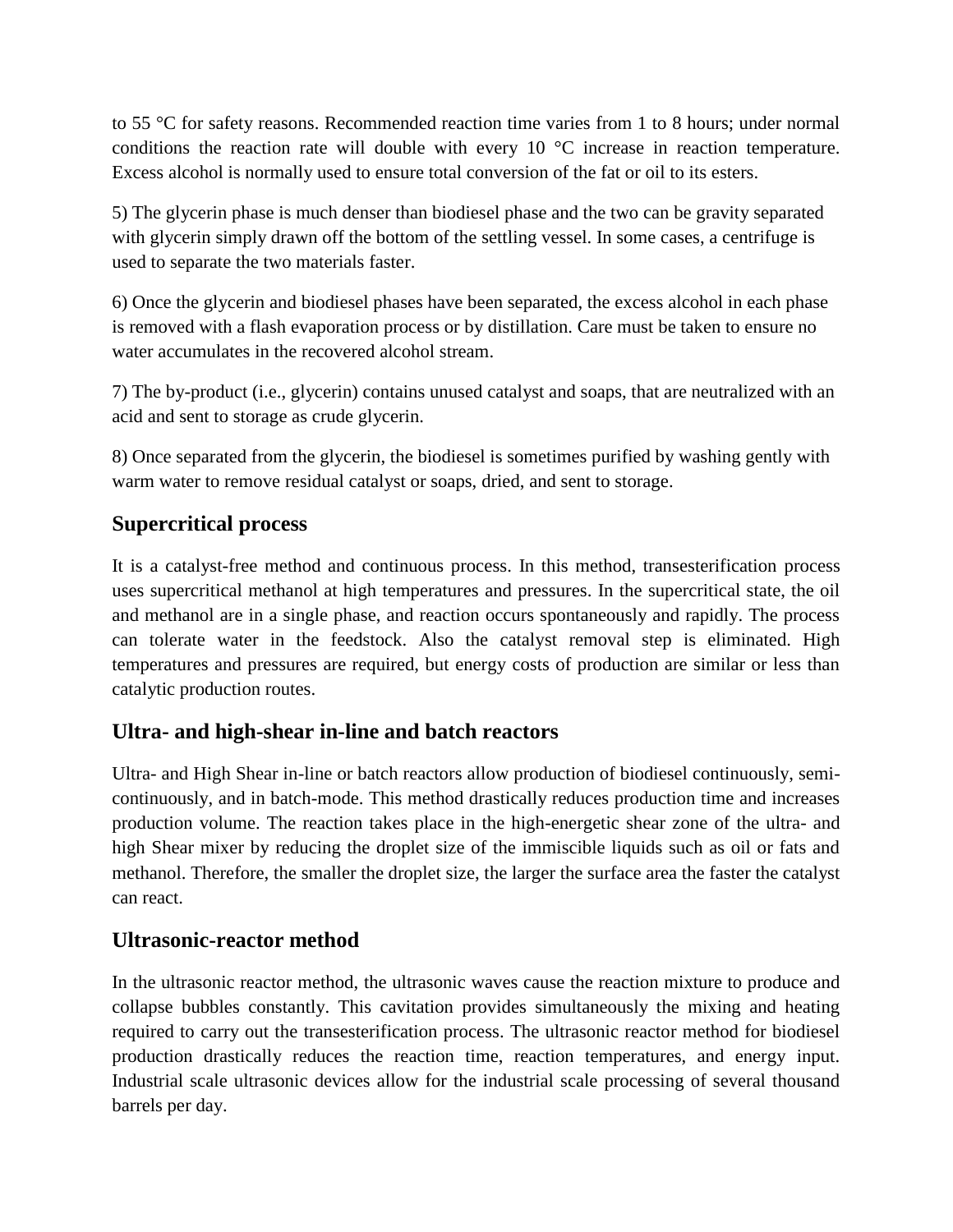to 55 °C for safety reasons. Recommended reaction time varies from 1 to 8 hours; under normal conditions the reaction rate will double with every 10 °C increase in reaction temperature. Excess alcohol is normally used to ensure total conversion of the fat or oil to its esters.

5) The glycerin phase is much denser than biodiesel phase and the two can be gravity separated with glycerin simply drawn off the bottom of the settling vessel. In some cases, a centrifuge is used to separate the two materials faster.

6) Once the glycerin and biodiesel phases have been separated, the excess alcohol in each phase is removed with a flash evaporation process or by distillation. Care must be taken to ensure no water accumulates in the recovered alcohol stream.

7) The by-product (i.e., glycerin) contains unused catalyst and soaps, that are neutralized with an acid and sent to storage as crude glycerin.

8) Once separated from the glycerin, the biodiesel is sometimes purified by washing gently with warm water to remove residual catalyst or soaps, dried, and sent to storage.

## Supercritical process

It is a catalyst-free method and continuous process. In this method, transesterification process uses supercritical methanol at high temperatures and pressures. In the supercritical state, the oil and methanol are in a single phase, and reaction occurs spontaneously and rapidly. The process can tolerate water in the feedstock. Also the catalyst removal step is eliminated. High temperatures and pressures are required, but energy costs of production are similar or less than catalytic production routes.

## Ultra- and high-shear in-line and batch reactors

Ultra- and High Shear in-line or batch reactors allow production of biodiesel continuously, semi-continuously, and in batch-mode. This method drastically reduces production time and increases production volume. The reaction takes place in the high-energetic shear zone of the ultra- and high Shear mixer by reducing the droplet size of the immiscible liquids such as oil or fats and methanol. Therefore, the smaller the droplet size, the larger the surface area the faster the catalyst can react.

## Ultrasonic-reactor method

In the ultrasonic reactor method, the ultrasonic waves cause the reaction mixture to produce and collapse bubbles constantly. This cavitation provides simultaneously the mixing and heating required to carry out the transesterification process. The ultrasonic reactor method for biodiesel production drastically reduces the reaction time, reaction temperatures, and energy input. Industrial scale ultrasonic devices allow for the industrial scale processing of several thousand barrels per day.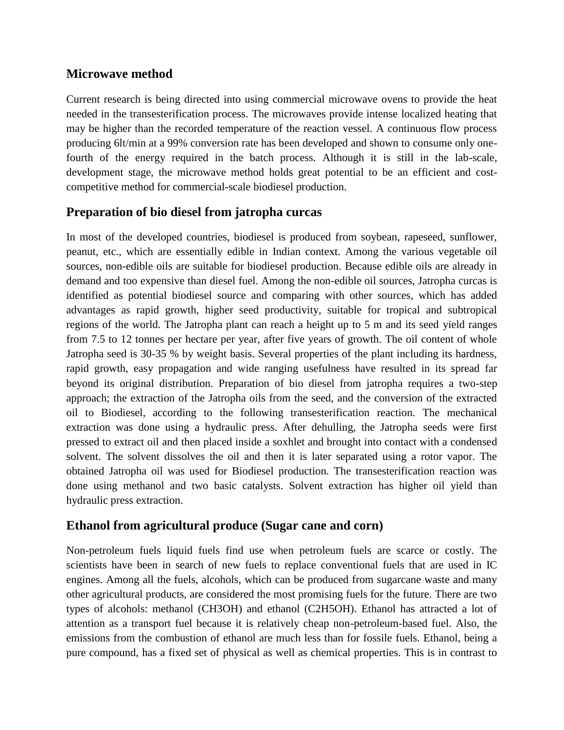## Microwave method

Current research is being directed into using commercial microwave ovens to provide the heat needed in the transesterification process. The microwaves provide intense localized heating that may be higher than the recorded temperature of the reaction vessel. A continuous flow process producing 6lt/min at a 99% conversion rate has been developed and shown to consume only one-fourth of the energy required in the batch process. Although it is still in the lab-scale, development stage, the microwave method holds great potential to be an efficient and cost-competitive method for commercial-scale biodiesel production.

## Preparation of bio diesel from jatropha curcas

In most of the developed countries, biodiesel is produced from soybean, rapeseed, sunflower, peanut, etc., which are essentially edible in Indian context. Among the various vegetable oil sources, non-edible oils are suitable for biodiesel production. Because edible oils are already in demand and too expensive than diesel fuel. Among the non-edible oil sources, Jatropha curcas is identified as potential biodiesel source and comparing with other sources, which has added advantages as rapid growth, higher seed productivity, suitable for tropical and subtropical regions of the world. The Jatropha plant can reach a height up to 5 m and its seed yield ranges from 7.5 to 12 tonnes per hectare per year, after five years of growth. The oil content of whole Jatropha seed is 30-35 % by weight basis. Several properties of the plant including its hardness, rapid growth, easy propagation and wide ranging usefulness have resulted in its spread far beyond its original distribution. Preparation of bio diesel from jatropha requires a two-step approach; the extraction of the Jatropha oils from the seed, and the conversion of the extracted oil to Biodiesel, according to the following transesterification reaction. The mechanical extraction was done using a hydraulic press. After dehulling, the Jatropha seeds were first pressed to extract oil and then placed inside a soxhlet and brought into contact with a condensed solvent. The solvent dissolves the oil and then it is later separated using a rotor vapor. The obtained Jatropha oil was used for Biodiesel production. The transesterification reaction was done using methanol and two basic catalysts. Solvent extraction has higher oil yield than hydraulic press extraction.

## Ethanol from agricultural produce (Sugar cane and corn)

Non-petroleum fuels liquid fuels find use when petroleum fuels are scarce or costly. The scientists have been in search of new fuels to replace conventional fuels that are used in IC engines. Among all the fuels, alcohols, which can be produced from sugarcane waste and many other agricultural products, are considered the most promising fuels for the future. There are two types of alcohols: methanol ($CH_3OH$) and ethanol ($C_2H_5OH$). Ethanol has attracted a lot of attention as a transport fuel because it is relatively cheap non-petroleum-based fuel. Also, the emissions from the combustion of ethanol are much less than for fossile fuels. Ethanol, being a pure compound, has a fixed set of physical as well as chemical properties. This is in contrast to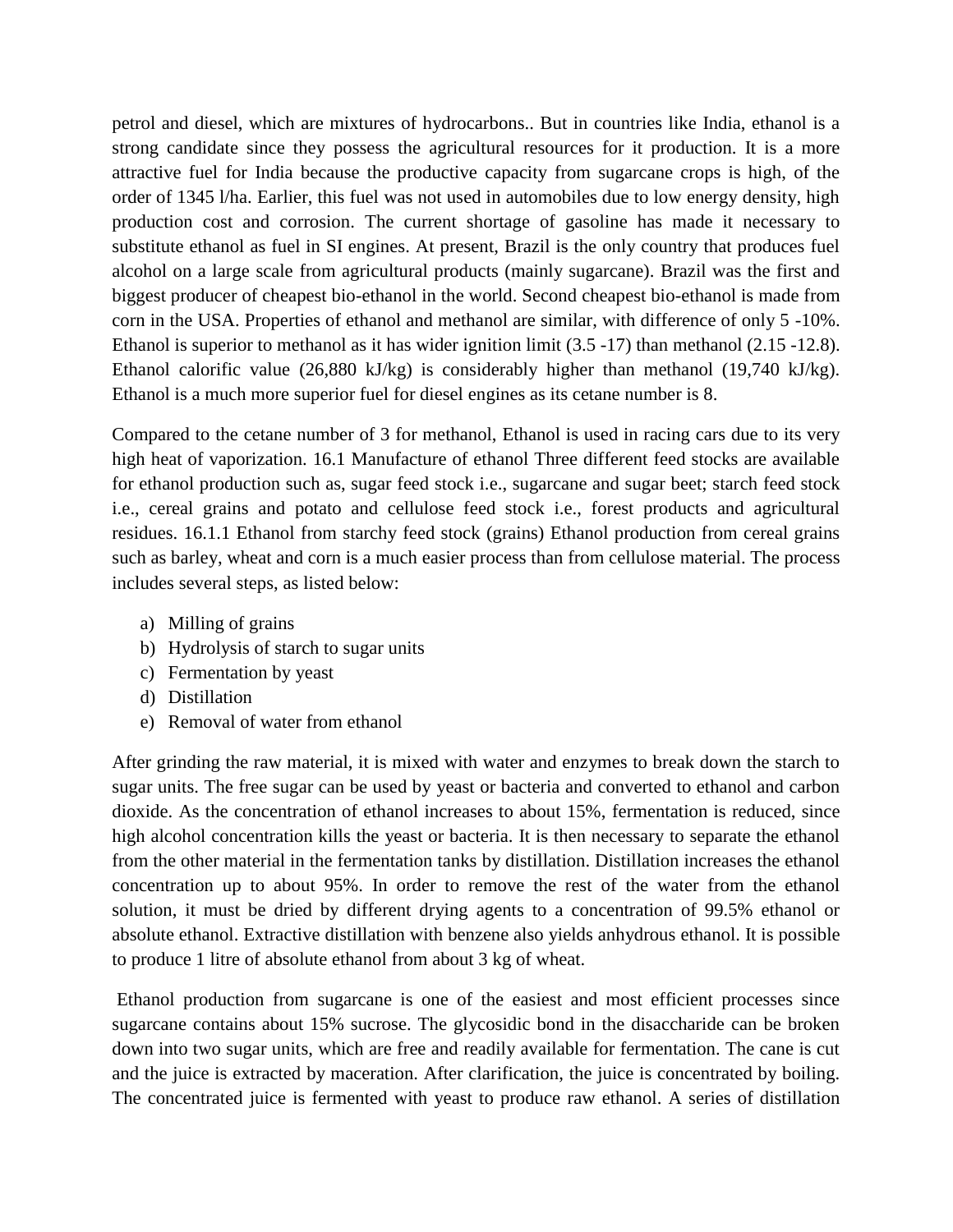petrol and diesel, which are mixtures of hydrocarbons.. But in countries like India, ethanol is a strong candidate since they possess the agricultural resources for it production. It is a more attractive fuel for India because the productive capacity from sugarcane crops is high, of the order of 1345 l/ha. Earlier, this fuel was not used in automobiles due to low energy density, high production cost and corrosion. The current shortage of gasoline has made it necessary to substitute ethanol as fuel in SI engines. At present, Brazil is the only country that produces fuel alcohol on a large scale from agricultural products (mainly sugarcane). Brazil was the first and biggest producer of cheapest bio-ethanol in the world. Second cheapest bio-ethanol is made from corn in the USA. Properties of ethanol and methanol are similar, with difference of only 5 -10%. Ethanol is superior to methanol as it has wider ignition limit (3.5 -17) than methanol (2.15 -12.8). Ethanol calorific value (26,880 kJ/kg) is considerably higher than methanol (19,740 kJ/kg). Ethanol is a much more superior fuel for diesel engines as its cetane number is 8.

Compared to the cetane number of 3 for methanol, Ethanol is used in racing cars due to its very high heat of vaporization. 16.1 Manufacture of ethanol Three different feed stocks are available for ethanol production such as, sugar feed stock i.e., sugarcane and sugar beet; starch feed stock i.e., cereal grains and potato and cellulose feed stock i.e., forest products and agricultural residues. 16.1.1 Ethanol from starchy feed stock (grains) Ethanol production from cereal grains such as barley, wheat and corn is a much easier process than from cellulose material. The process includes several steps, as listed below:

a) Milling of grains
b) Hydrolysis of starch to sugar units
c) Fermentation by yeast
d) Distillation
e) Removal of water from ethanol

After grinding the raw material, it is mixed with water and enzymes to break down the starch to sugar units. The free sugar can be used by yeast or bacteria and converted to ethanol and carbon dioxide. As the concentration of ethanol increases to about 15%, fermentation is reduced, since high alcohol concentration kills the yeast or bacteria. It is then necessary to separate the ethanol from the other material in the fermentation tanks by distillation. Distillation increases the ethanol concentration up to about 95%. In order to remove the rest of the water from the ethanol solution, it must be dried by different drying agents to a concentration of 99.5% ethanol or absolute ethanol. Extractive distillation with benzene also yields anhydrous ethanol. It is possible to produce 1 litre of absolute ethanol from about 3 kg of wheat.

Ethanol production from sugarcane is one of the easiest and most efficient processes since sugarcane contains about 15% sucrose. The glycosidic bond in the disaccharide can be broken down into two sugar units, which are free and readily available for fermentation. The cane is cut and the juice is extracted by maceration. After clarification, the juice is concentrated by boiling. The concentrated juice is fermented with yeast to produce raw ethanol. A series of distillation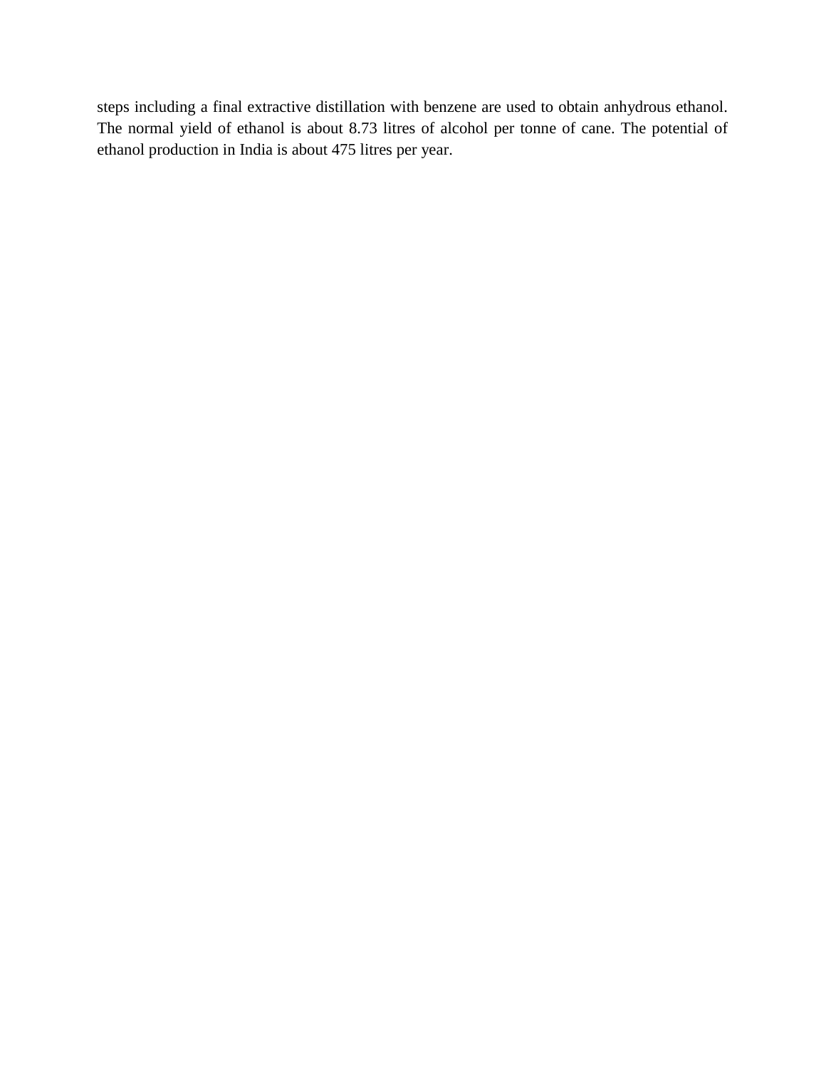steps including a final extractive distillation with benzene are used to obtain anhydrous ethanol. The normal yield of ethanol is about 8.73 litres of alcohol per tonne of cane. The potential of ethanol production in India is about 475 litres per year.